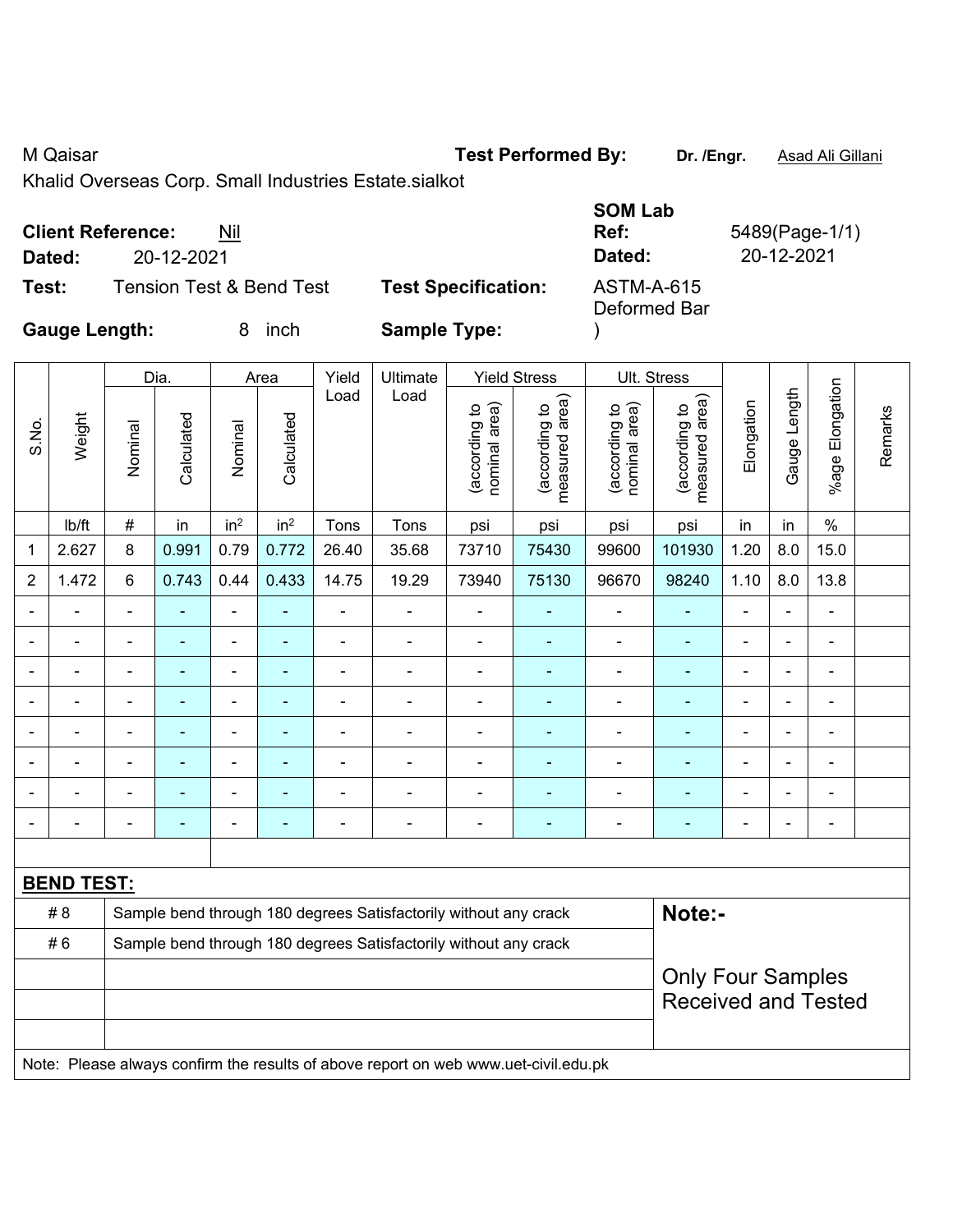M Qaisar

Khalid Overseas Corp. Small Industries Estate.sialkot

**Test Performed By:** **Dr. /Engr.** Asad Ali Gillani

**Client Reference:** Nil

**Dated:** 20-12-2021

**SOM Lab Ref:** 5489(Page-1/1)

**Dated:** 20-12-2021

**Test:** Tension Test & Bend Test

**Test Specification:** ASTM-A-615

**Gauge Length:** 8 inch

**Sample Type:** Deformed Bar )

| S.No. | Weight | Dia. | | Area | | Yield Load | Ultimate Load | Yield Stress | | Ult. Stress | | Elongation | Gauge Length | %age Elongation | Remarks |
|---|---|---|---|---|---|---|---|---|---|---|---|---|---|---|---|
| | | Nominal | Calculated | Nominal | Calculated | | | (according to nominal area) | (according to measured area) | (according to nominal area) | (according to measured area) | | | | |
| | lb/ft | # | in | in² | in² | Tons | Tons | psi | psi | psi | psi | in | in | % | |
| 1 | 2.627 | 8 | 0.991 | 0.79 | 0.772 | 26.40 | 35.68 | 73710 | 75430 | 99600 | 101930 | 1.20 | 8.0 | 15.0 | |
| 2 | 1.472 | 6 | 0.743 | 0.44 | 0.433 | 14.75 | 19.29 | 73940 | 75130 | 96670 | 98240 | 1.10 | 8.0 | 13.8 | |
| - | - | - | - | - | - | - | - | - | - | - | - | - | - | - | |
| - | - | - | - | - | - | - | - | - | - | - | - | - | - | - | |
| - | - | - | - | - | - | - | - | - | - | - | - | - | - | - | |
| - | - | - | - | - | - | - | - | - | - | - | - | - | - | - | |
| - | - | - | - | - | - | - | - | - | - | - | - | - | - | - | |
| - | - | - | - | - | - | - | - | - | - | - | - | - | - | - | |
| - | - | - | - | - | - | - | - | - | - | - | - | - | - | - | |
| - | - | - | - | - | - | - | - | - | - | - | - | - | - | - | |

**BEND TEST:**

| | | |
|---|---|---|
| # 8 | Sample bend through 180 degrees Satisfactorily without any crack | **Note:-** |
| # 6 | Sample bend through 180 degrees Satisfactorily without any crack | |
| | | Only Four Samples Received and Tested |
| | | |
| | | |

Note: Please always confirm the results of above report on web www.uet-civil.edu.pk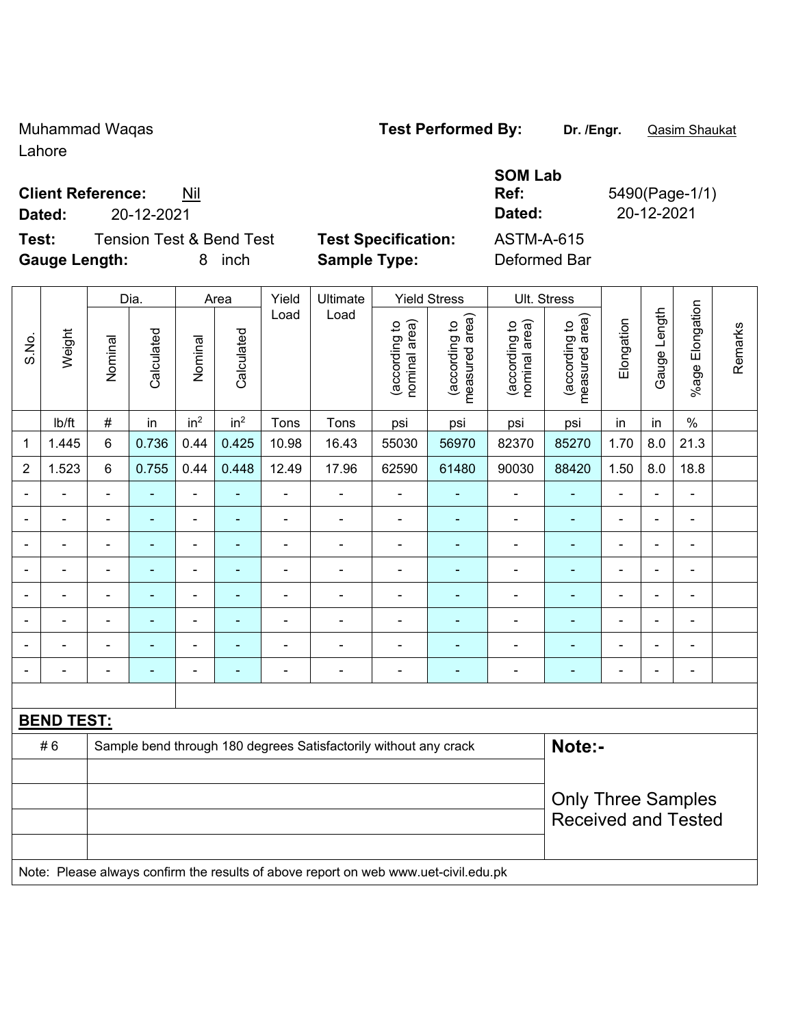Muhammad Waqas
Lahore

**Test Performed By:** **Dr. /Engr.** Qasim Shaukat

**SOM Lab**

**Client Reference:** Nil

**Ref:** 5490(Page-1/1)

**Dated:** 20-12-2021

**Dated:** 20-12-2021

**Test:** Tension Test & Bend Test

**Test Specification:** ASTM-A-615

**Gauge Length:** 8 inch

**Sample Type:** Deformed Bar

| S.No. | Weight | Dia. | | Area | | Yield Load | Ultimate Load | Yield Stress | | Ult. Stress | | Elongation | Gauge Length | %age Elongation | Remarks |
|---|---|---|---|---|---|---|---|---|---|---|---|---|---|---|---|
| | | Nominal | Calculated | Nominal | Calculated | | | (according to nominal area) | (according to measured area) | (according to nominal area) | (according to measured area) | | | | |
| | lb/ft | # | in | $in^2$ | $in^2$ | Tons | Tons | psi | psi | psi | psi | in | in | % | |
| 1 | 1.445 | 6 | 0.736 | 0.44 | 0.425 | 10.98 | 16.43 | 55030 | 56970 | 82370 | 85270 | 1.70 | 8.0 | 21.3 | |
| 2 | 1.523 | 6 | 0.755 | 0.44 | 0.448 | 12.49 | 17.96 | 62590 | 61480 | 90030 | 88420 | 1.50 | 8.0 | 18.8 | |
| - | - | - | - | - | - | - | - | - | - | - | - | - | - | - | |
| - | - | - | - | - | - | - | - | - | - | - | - | - | - | - | |
| - | - | - | - | - | - | - | - | - | - | - | - | - | - | - | |
| - | - | - | - | - | - | - | - | - | - | - | - | - | - | - | |
| - | - | - | - | - | - | - | - | - | - | - | - | - | - | - | |
| - | - | - | - | - | - | - | - | - | - | - | - | - | - | - | |
| - | - | - | - | - | - | - | - | - | - | - | - | - | - | - | |
| - | - | - | - | - | - | - | - | - | - | - | - | - | - | - | |

**BEND TEST:**

| | | |
|---|---|---|
| # 6 | Sample bend through 180 degrees Satisfactorily without any crack | **Note:-** |
| | | Only Three Samples Received and Tested |

Note: Please always confirm the results of above report on web www.uet-civil.edu.pk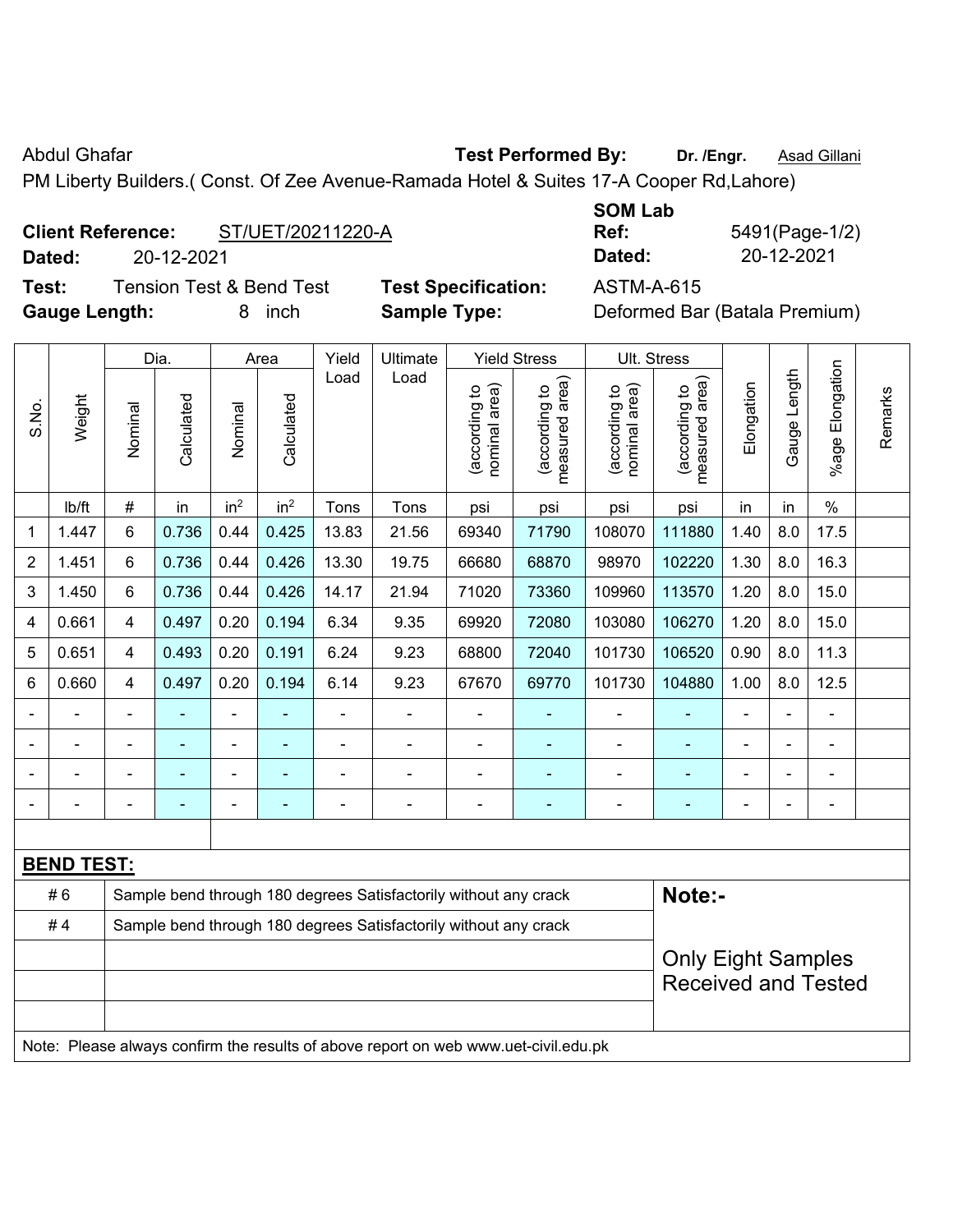Abdul Ghafar **Test Performed By:** **Dr. /Engr.** Asad Gillani

PM Liberty Builders.( Const. Of Zee Avenue-Ramada Hotel & Suites 17-A Cooper Rd,Lahore)

**Client Reference:** ST/UET/20211220-A  
**Dated:** 20-12-2021

**SOM Lab Ref:** 5491(Page-1/2)  
**Dated:** 20-12-2021

**Test:** Tension Test & Bend Test  
**Gauge Length:** 8 inch

**Test Specification:** ASTM-A-615  
**Sample Type:** Deformed Bar (Batala Premium)

| S.No. | Weight | Dia. | | Area | | Yield Load | Ultimate Load | Yield Stress | | Ult. Stress | | Elongation | Gauge Length | %age Elongation | Remarks |
|---|---|---|---|---|---|---|---|---|---|---|---|---|---|---|---|
| | | Nominal | Calculated | Nominal | Calculated | | | (according to nominal area) | (according to measured area) | (according to nominal area) | (according to measured area) | | | | |
| | lb/ft | # | in | in$^2$ | in$^2$ | Tons | Tons | psi | psi | psi | psi | in | in | % | |
| 1 | 1.447 | 6 | 0.736 | 0.44 | 0.425 | 13.83 | 21.56 | 69340 | 71790 | 108070 | 111880 | 1.40 | 8.0 | 17.5 | |
| 2 | 1.451 | 6 | 0.736 | 0.44 | 0.426 | 13.30 | 19.75 | 66680 | 68870 | 98970 | 102220 | 1.30 | 8.0 | 16.3 | |
| 3 | 1.450 | 6 | 0.736 | 0.44 | 0.426 | 14.17 | 21.94 | 71020 | 73360 | 109960 | 113570 | 1.20 | 8.0 | 15.0 | |
| 4 | 0.661 | 4 | 0.497 | 0.20 | 0.194 | 6.34 | 9.35 | 69920 | 72080 | 103080 | 106270 | 1.20 | 8.0 | 15.0 | |
| 5 | 0.651 | 4 | 0.493 | 0.20 | 0.191 | 6.24 | 9.23 | 68800 | 72040 | 101730 | 106520 | 0.90 | 8.0 | 11.3 | |
| 6 | 0.660 | 4 | 0.497 | 0.20 | 0.194 | 6.14 | 9.23 | 67670 | 69770 | 101730 | 104880 | 1.00 | 8.0 | 12.5 | |
| - | - | - | - | - | - | - | - | - | - | - | - | - | - | - | |
| - | - | - | - | - | - | - | - | - | - | - | - | - | - | - | |
| - | - | - | - | - | - | - | - | - | - | - | - | - | - | - | |
| - | - | - | - | - | - | - | - | - | - | - | - | - | - | - | |

**BEND TEST:**

| | | |
|---|---|---|
| # 6 | Sample bend through 180 degrees Satisfactorily without any crack | **Note:-** |
| # 4 | Sample bend through 180 degrees Satisfactorily without any crack | Only Eight Samples Received and Tested |

Note: Please always confirm the results of above report on web www.uet-civil.edu.pk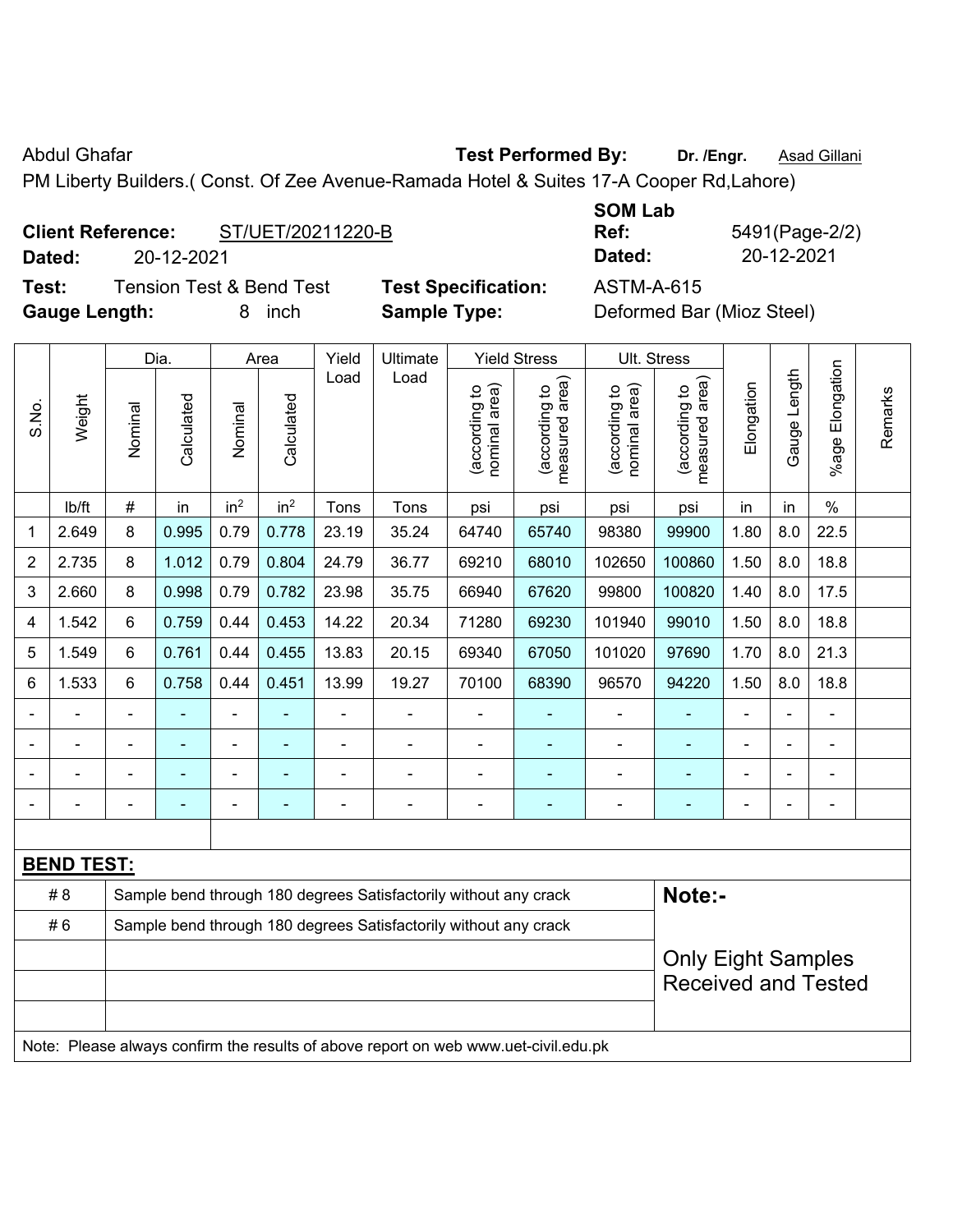Abdul Ghafar **Test Performed By:** **Dr. /Engr.** Asad Gillani

PM Liberty Builders.( Const. Of Zee Avenue-Ramada Hotel & Suites 17-A Cooper Rd,Lahore)

**Client Reference:** ST/UET/20211220-B **SOM Lab Ref:** 5491(Page-2/2)

**Dated:** 20-12-2021 **Dated:** 20-12-2021

**Test:** Tension Test & Bend Test **Test Specification:** ASTM-A-615

**Gauge Length:** 8 inch **Sample Type:** Deformed Bar (Mioz Steel)

| S.No. | Weight | Dia. | | Area | | Yield Load | Ultimate Load | Yield Stress | | Ult. Stress | | Elongation | Gauge Length | %age Elongation | Remarks |
|---|---|---|---|---|---|---|---|---|---|---|---|---|---|---|---|
| | | Nominal | Calculated | Nominal | Calculated | | | (according to nominal area) | (according to measured area) | (according to nominal area) | (according to measured area) | | | | |
| | lb/ft | # | in | $in^2$ | $in^2$ | Tons | Tons | psi | psi | psi | psi | in | in | % | |
| 1 | 2.649 | 8 | 0.995 | 0.79 | 0.778 | 23.19 | 35.24 | 64740 | 65740 | 98380 | 99900 | 1.80 | 8.0 | 22.5 | |
| 2 | 2.735 | 8 | 1.012 | 0.79 | 0.804 | 24.79 | 36.77 | 69210 | 68010 | 102650 | 100860 | 1.50 | 8.0 | 18.8 | |
| 3 | 2.660 | 8 | 0.998 | 0.79 | 0.782 | 23.98 | 35.75 | 66940 | 67620 | 99800 | 100820 | 1.40 | 8.0 | 17.5 | |
| 4 | 1.542 | 6 | 0.759 | 0.44 | 0.453 | 14.22 | 20.34 | 71280 | 69230 | 101940 | 99010 | 1.50 | 8.0 | 18.8 | |
| 5 | 1.549 | 6 | 0.761 | 0.44 | 0.455 | 13.83 | 20.15 | 69340 | 67050 | 101020 | 97690 | 1.70 | 8.0 | 21.3 | |
| 6 | 1.533 | 6 | 0.758 | 0.44 | 0.451 | 13.99 | 19.27 | 70100 | 68390 | 96570 | 94220 | 1.50 | 8.0 | 18.8 | |
| - | - | - | - | - | - | - | - | - | - | - | - | - | - | - | |
| - | - | - | - | - | - | - | - | - | - | - | - | - | - | - | |
| - | - | - | - | - | - | - | - | - | - | - | - | - | - | - | |
| - | - | - | - | - | - | - | - | - | - | - | - | - | - | - | |

**BEND TEST:**

| | | |
|---|---|---|
| # 8 | Sample bend through 180 degrees Satisfactorily without any crack | **Note:-** |
| # 6 | Sample bend through 180 degrees Satisfactorily without any crack | Only Eight Samples Received and Tested |

Note: Please always confirm the results of above report on web www.uet-civil.edu.pk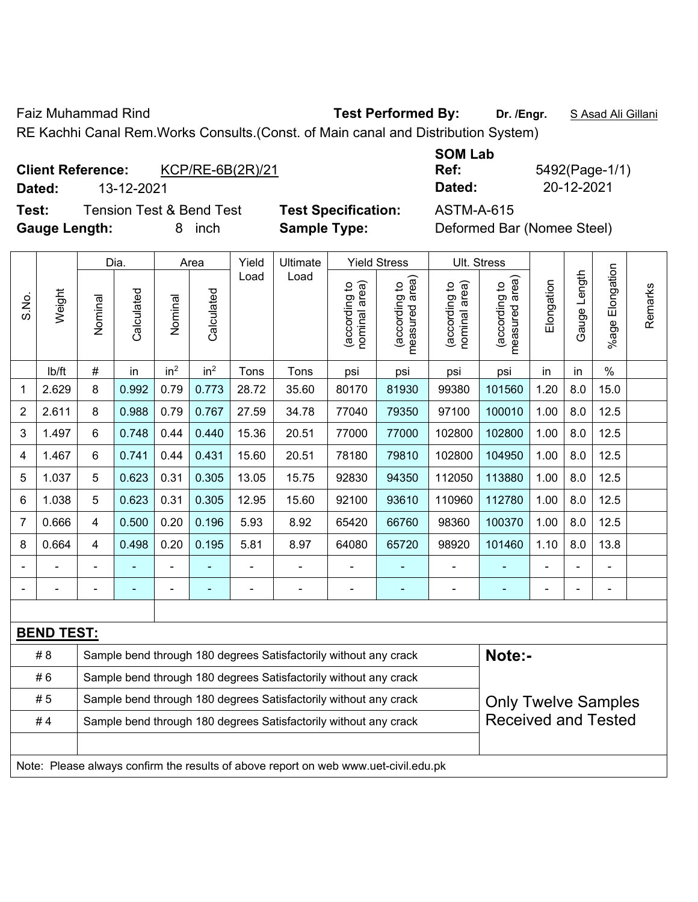Faiz Muhammad Rind | **Test Performed By:** **Dr. /Engr.** S Asad Ali Gillani

RE Kachhi Canal Rem.Works Consults.(Const. of Main canal and Distribution System)

**Client Reference:** KCP/RE-6B(2R)/21
**Dated:** 13-12-2021

**SOM Lab Ref:** 5492(Page-1/1)
**Dated:** 20-12-2021

**Test:** Tension Test & Bend Test
**Test Specification:** ASTM-A-615
**Gauge Length:** 8 inch
**Sample Type:** Deformed Bar (Nomee Steel)

| S.No. | Weight | Dia. | | Area | | Yield Load | Ultimate Load | Yield Stress | | Ult. Stress | | Elongation | Gauge Length | %age Elongation | Remarks |
|---|---|---|---|---|---|---|---|---|---|---|---|---|---|---|---|
| | | Nominal | Calculated | Nominal | Calculated | | | (according to nominal area) | (according to measured area) | (according to nominal area) | (according to measured area) | | | | |
| | lb/ft | # | in | $in^2$ | $in^2$ | Tons | Tons | psi | psi | psi | psi | in | in | % | |
| 1 | 2.629 | 8 | 0.992 | 0.79 | 0.773 | 28.72 | 35.60 | 80170 | 81930 | 99380 | 101560 | 1.20 | 8.0 | 15.0 | |
| 2 | 2.611 | 8 | 0.988 | 0.79 | 0.767 | 27.59 | 34.78 | 77040 | 79350 | 97100 | 100010 | 1.00 | 8.0 | 12.5 | |
| 3 | 1.497 | 6 | 0.748 | 0.44 | 0.440 | 15.36 | 20.51 | 77000 | 77000 | 102800 | 102800 | 1.00 | 8.0 | 12.5 | |
| 4 | 1.467 | 6 | 0.741 | 0.44 | 0.431 | 15.60 | 20.51 | 78180 | 79810 | 102800 | 104950 | 1.00 | 8.0 | 12.5 | |
| 5 | 1.037 | 5 | 0.623 | 0.31 | 0.305 | 13.05 | 15.75 | 92830 | 94350 | 112050 | 113880 | 1.00 | 8.0 | 12.5 | |
| 6 | 1.038 | 5 | 0.623 | 0.31 | 0.305 | 12.95 | 15.60 | 92100 | 93610 | 110960 | 112780 | 1.00 | 8.0 | 12.5 | |
| 7 | 0.666 | 4 | 0.500 | 0.20 | 0.196 | 5.93 | 8.92 | 65420 | 66760 | 98360 | 100370 | 1.00 | 8.0 | 12.5 | |
| 8 | 0.664 | 4 | 0.498 | 0.20 | 0.195 | 5.81 | 8.97 | 64080 | 65720 | 98920 | 101460 | 1.10 | 8.0 | 13.8 | |
| - | - | - | - | - | - | - | - | - | - | - | - | - | - | - | |
| - | - | - | - | - | - | - | - | - | - | - | - | - | - | - | |

**BEND TEST:**

| Bar | Result |
|---|---|
| # 8 | Sample bend through 180 degrees Satisfactorily without any crack |
| # 6 | Sample bend through 180 degrees Satisfactorily without any crack |
| # 5 | Sample bend through 180 degrees Satisfactorily without any crack |
| # 4 | Sample bend through 180 degrees Satisfactorily without any crack |

**Note:-**

Only Twelve Samples Received and Tested

Note: Please always confirm the results of above report on web www.uet-civil.edu.pk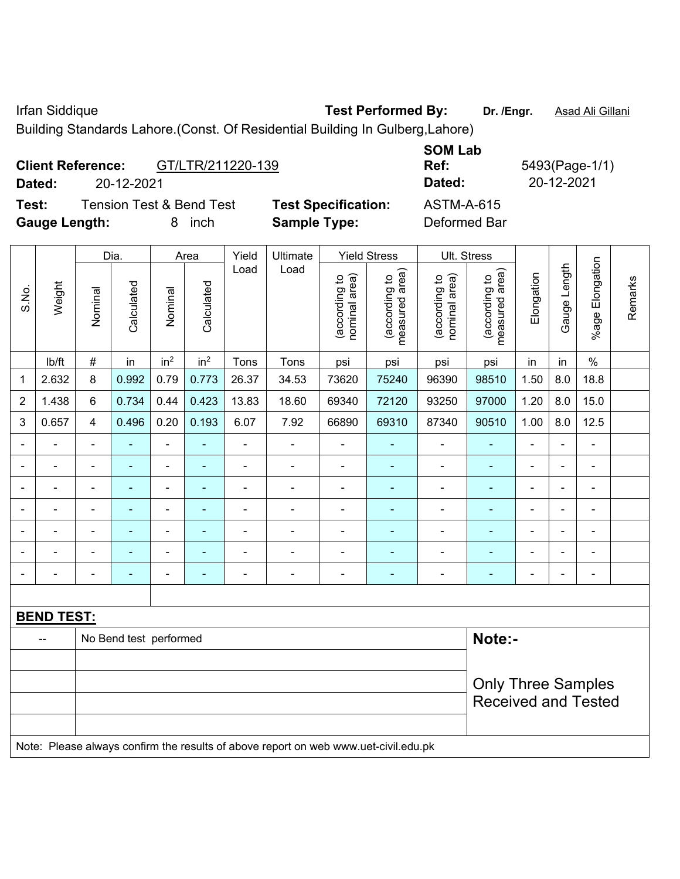Irfan Siddique **Test Performed By:** **Dr. /Engr.** Asad Ali Gillani

Building Standards Lahore.(Const. Of Residential Building In Gulberg,Lahore)

**Client Reference:** GT/LTR/211220-139 **SOM Lab Ref:** 5493(Page-1/1)

**Dated:** 20-12-2021 **Dated:** 20-12-2021

**Test:** Tension Test & Bend Test **Test Specification:** ASTM-A-615

**Gauge Length:** 8 inch **Sample Type:** Deformed Bar

| S.No. | Weight | Dia. | | Area | | Yield Load | Ultimate Load | Yield Stress | | Ult. Stress | | Elongation | Gauge Length | %age Elongation | Remarks |
|---|---|---|---|---|---|---|---|---|---|---|---|---|---|---|---|
| | | Nominal | Calculated | Nominal | Calculated | | | (according to nominal area) | (according to measured area) | (according to nominal area) | (according to measured area) | | | | |
| | lb/ft | # | in | in$^2$ | in$^2$ | Tons | Tons | psi | psi | psi | psi | in | in | % | |
| 1 | 2.632 | 8 | 0.992 | 0.79 | 0.773 | 26.37 | 34.53 | 73620 | 75240 | 96390 | 98510 | 1.50 | 8.0 | 18.8 | |
| 2 | 1.438 | 6 | 0.734 | 0.44 | 0.423 | 13.83 | 18.60 | 69340 | 72120 | 93250 | 97000 | 1.20 | 8.0 | 15.0 | |
| 3 | 0.657 | 4 | 0.496 | 0.20 | 0.193 | 6.07 | 7.92 | 66890 | 69310 | 87340 | 90510 | 1.00 | 8.0 | 12.5 | |
| - | - | - | - | - | - | - | - | - | - | - | - | - | - | - | |
| - | - | - | - | - | - | - | - | - | - | - | - | - | - | - | |
| - | - | - | - | - | - | - | - | - | - | - | - | - | - | - | |
| - | - | - | - | - | - | - | - | - | - | - | - | - | - | - | |
| - | - | - | - | - | - | - | - | - | - | - | - | - | - | - | |
| - | - | - | - | - | - | - | - | - | - | - | - | - | - | - | |
| - | - | - | - | - | - | - | - | - | - | - | - | - | - | - | |

**BEND TEST:**

| | | |
|---|---|---|
| -- | No Bend test performed | **Note:-** |
| | | Only Three Samples Received and Tested |

Note: Please always confirm the results of above report on web www.uet-civil.edu.pk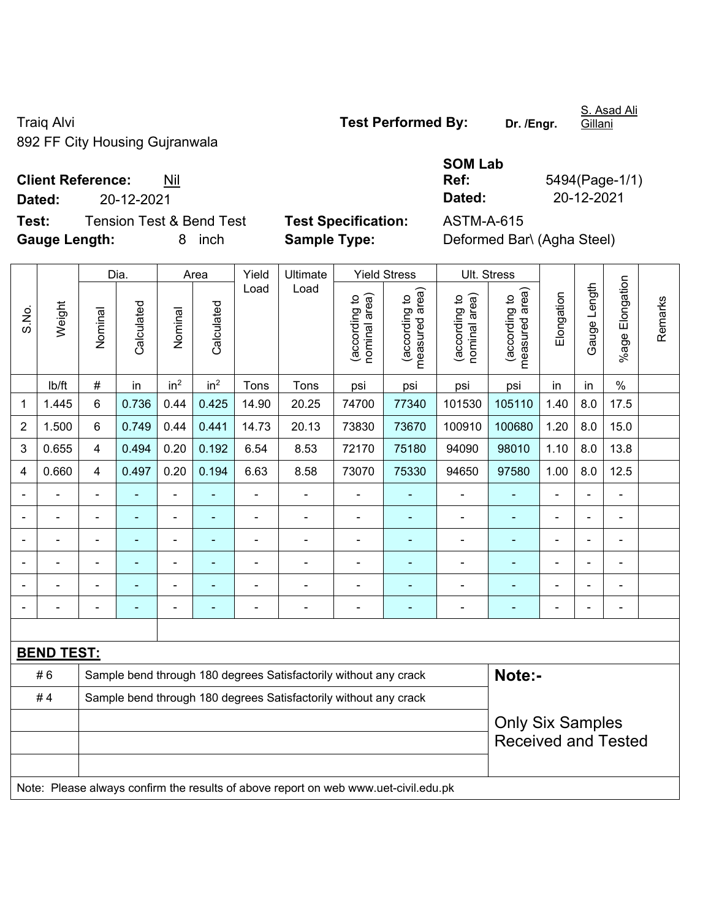Traiq Alvi
892 FF City Housing Gujranwala

**Test Performed By:** Dr. /Engr. S. Asad Ali Gillani

**Client Reference:** Nil
**Dated:** 20-12-2021

**SOM Lab Ref:** 5494(Page-1/1)
**Dated:** 20-12-2021

**Test:** Tension Test & Bend Test
**Gauge Length:** 8 inch

**Test Specification:** ASTM-A-615
**Sample Type:** Deformed Bar\ (Agha Steel)

| S.No. | Weight | Dia. | | Area | | Yield Load | Ultimate Load | Yield Stress | | Ult. Stress | | Elongation | Gauge Length | %age Elongation | Remarks |
|---|---|---|---|---|---|---|---|---|---|---|---|---|---|---|---|
| | | Nominal | Calculated | Nominal | Calculated | | | (according to nominal area) | (according to measured area) | (according to nominal area) | (according to measured area) | | | | |
| | lb/ft | # | in | $in^2$ | $in^2$ | Tons | Tons | psi | psi | psi | psi | in | in | % | |
| 1 | 1.445 | 6 | 0.736 | 0.44 | 0.425 | 14.90 | 20.25 | 74700 | 77340 | 101530 | 105110 | 1.40 | 8.0 | 17.5 | |
| 2 | 1.500 | 6 | 0.749 | 0.44 | 0.441 | 14.73 | 20.13 | 73830 | 73670 | 100910 | 100680 | 1.20 | 8.0 | 15.0 | |
| 3 | 0.655 | 4 | 0.494 | 0.20 | 0.192 | 6.54 | 8.53 | 72170 | 75180 | 94090 | 98010 | 1.10 | 8.0 | 13.8 | |
| 4 | 0.660 | 4 | 0.497 | 0.20 | 0.194 | 6.63 | 8.58 | 73070 | 75330 | 94650 | 97580 | 1.00 | 8.0 | 12.5 | |
| - | - | - | - | - | - | - | - | - | - | - | - | - | - | - | |
| - | - | - | - | - | - | - | - | - | - | - | - | - | - | - | |
| - | - | - | - | - | - | - | - | - | - | - | - | - | - | - | |
| - | - | - | - | - | - | - | - | - | - | - | - | - | - | - | |
| - | - | - | - | - | - | - | - | - | - | - | - | - | - | - | |
| - | - | - | - | - | - | - | - | - | - | - | - | - | - | - | |

**BEND TEST:**

| | | |
|---|---|---|
| # 6 | Sample bend through 180 degrees Satisfactorily without any crack | **Note:-** |
| # 4 | Sample bend through 180 degrees Satisfactorily without any crack | Only Six Samples Received and Tested |

Note: Please always confirm the results of above report on web www.uet-civil.edu.pk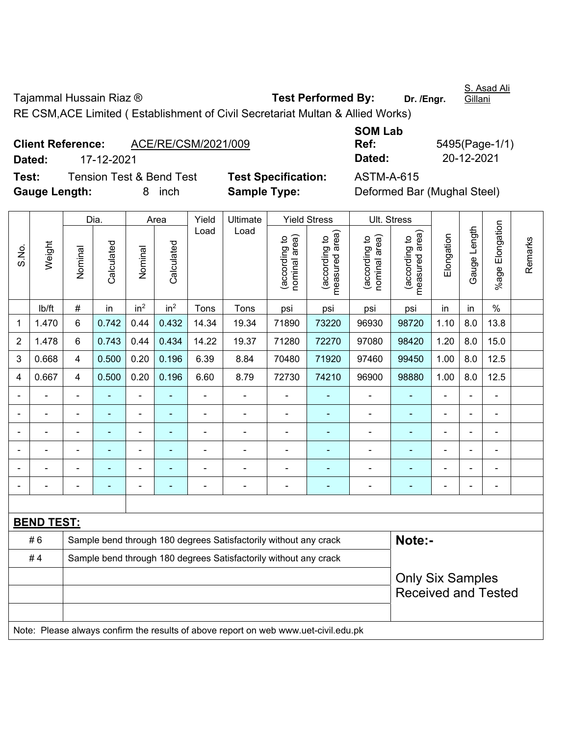Tajammal Hussain Riaz ® **Test Performed By:** Dr. /Engr. S. Asad Ali Gillani

RE CSM,ACE Limited ( Establishment of Civil Secretariat Multan & Allied Works)

**Client Reference:** ACE/RE/CSM/2021/009 **SOM Lab Ref:** 5495(Page-1/1)

**Dated:** 17-12-2021 **Dated:** 20-12-2021

**Test:** Tension Test & Bend Test **Test Specification:** ASTM-A-615

**Gauge Length:** 8 inch **Sample Type:** Deformed Bar (Mughal Steel)

| S.No. | Weight | Dia. | | Area | | Yield Load | Ultimate Load | Yield Stress | | Ult. Stress | | Elongation | Gauge Length | %age Elongation | Remarks |
|---|---|---|---|---|---|---|---|---|---|---|---|---|---|---|---|
| | | Nominal | Calculated | Nominal | Calculated | | | (according to nominal area) | (according to measured area) | (according to nominal area) | (according to measured area) | | | | |
| | lb/ft | # | in | in² | in² | Tons | Tons | psi | psi | psi | psi | in | in | % | |
| 1 | 1.470 | 6 | 0.742 | 0.44 | 0.432 | 14.34 | 19.34 | 71890 | 73220 | 96930 | 98720 | 1.10 | 8.0 | 13.8 | |
| 2 | 1.478 | 6 | 0.743 | 0.44 | 0.434 | 14.22 | 19.37 | 71280 | 72270 | 97080 | 98420 | 1.20 | 8.0 | 15.0 | |
| 3 | 0.668 | 4 | 0.500 | 0.20 | 0.196 | 6.39 | 8.84 | 70480 | 71920 | 97460 | 99450 | 1.00 | 8.0 | 12.5 | |
| 4 | 0.667 | 4 | 0.500 | 0.20 | 0.196 | 6.60 | 8.79 | 72730 | 74210 | 96900 | 98880 | 1.00 | 8.0 | 12.5 | |
| - | - | - | - | - | - | - | - | - | - | - | - | - | - | - | |
| - | - | - | - | - | - | - | - | - | - | - | - | - | - | - | |
| - | - | - | - | - | - | - | - | - | - | - | - | - | - | - | |
| - | - | - | - | - | - | - | - | - | - | - | - | - | - | - | |
| - | - | - | - | - | - | - | - | - | - | - | - | - | - | - | |
| - | - | - | - | - | - | - | - | - | - | - | - | - | - | - | |

**BEND TEST:**

| | | |
|---|---|---|
| # 6 | Sample bend through 180 degrees Satisfactorily without any crack | **Note:-** |
| # 4 | Sample bend through 180 degrees Satisfactorily without any crack | |
| | | Only Six Samples Received and Tested |

Note: Please always confirm the results of above report on web www.uet-civil.edu.pk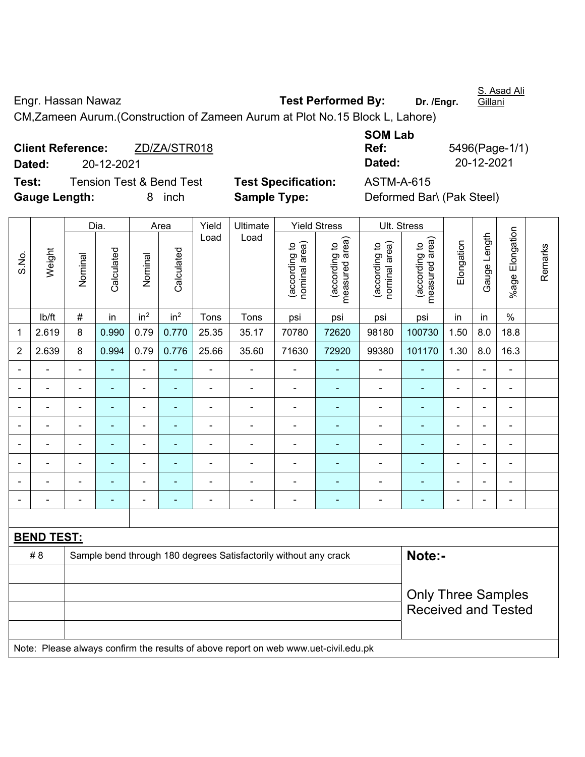Engr. Hassan Nawaz **Test Performed By:** **Dr. /Engr.** S. Asad Ali Gillani

CM,Zameen Aurum.(Construction of Zameen Aurum at Plot No.15 Block L, Lahore)

**Client Reference:** ZD/ZA/STR018 **SOM Lab Ref:** 5496(Page-1/1)

**Dated:** 20-12-2021 **Dated:** 20-12-2021

**Test:** Tension Test & Bend Test **Test Specification:** ASTM-A-615

**Gauge Length:** 8 inch **Sample Type:** Deformed Bar\ (Pak Steel)

| S.No. | Weight | Dia. | | Area | | Yield Load | Ultimate Load | Yield Stress | | Ult. Stress | | Elongation | Gauge Length | %age Elongation | Remarks |
|---|---|---|---|---|---|---|---|---|---|---|---|---|---|---|---|
| | | Nominal | Calculated | Nominal | Calculated | | | (according to nominal area) | (according to measured area) | (according to nominal area) | (according to measured area) | | | | |
| | lb/ft | # | in | in$^2$ | in$^2$ | Tons | Tons | psi | psi | psi | psi | in | in | % | |
| 1 | 2.619 | 8 | 0.990 | 0.79 | 0.770 | 25.35 | 35.17 | 70780 | 72620 | 98180 | 100730 | 1.50 | 8.0 | 18.8 | |
| 2 | 2.639 | 8 | 0.994 | 0.79 | 0.776 | 25.66 | 35.60 | 71630 | 72920 | 99380 | 101170 | 1.30 | 8.0 | 16.3 | |
| - | - | - | - | - | - | - | - | - | - | - | - | - | - | - | |
| - | - | - | - | - | - | - | - | - | - | - | - | - | - | - | |
| - | - | - | - | - | - | - | - | - | - | - | - | - | - | - | |
| - | - | - | - | - | - | - | - | - | - | - | - | - | - | - | |
| - | - | - | - | - | - | - | - | - | - | - | - | - | - | - | |
| - | - | - | - | - | - | - | - | - | - | - | - | - | - | - | |
| - | - | - | - | - | - | - | - | - | - | - | - | - | - | - | |
| - | - | - | - | - | - | - | - | - | - | - | - | - | - | - | |

**BEND TEST:**

| | | |
|---|---|---|
| # 8 | Sample bend through 180 degrees Satisfactorily without any crack | **Note:-** |
| | | |
| | | Only Three Samples Received and Tested |
| | | |
| | | |

Note: Please always confirm the results of above report on web www.uet-civil.edu.pk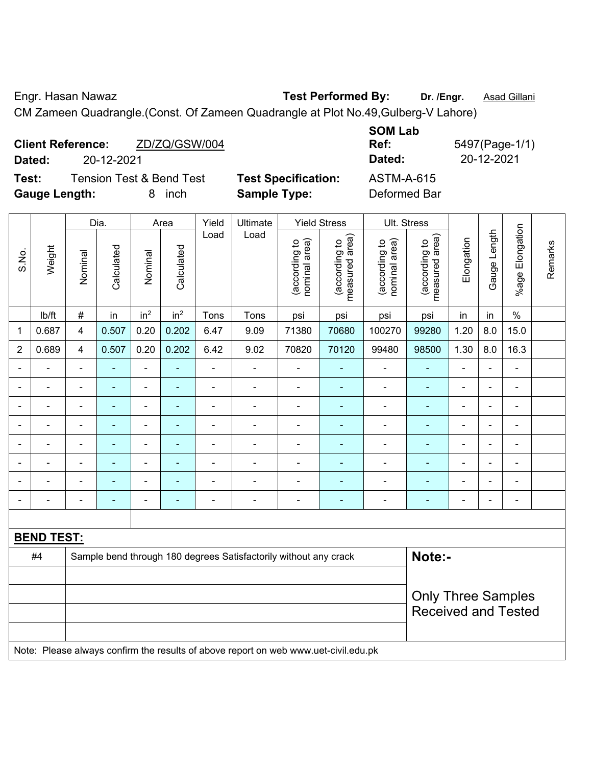Engr. Hasan Nawaz **Test Performed By:** **Dr. /Engr.** Asad Gillani

CM Zameen Quadrangle.(Const. Of Zameen Quadrangle at Plot No.49,Gulberg-V Lahore)

**Client Reference:** ZD/ZQ/GSW/004
**Dated:** 20-12-2021

**SOM Lab Ref:** 5497(Page-1/1)
**Dated:** 20-12-2021

**Test:** Tension Test & Bend Test
**Test Specification:** ASTM-A-615
**Gauge Length:** 8 inch
**Sample Type:** Deformed Bar

| S.No. | Weight | Dia. | | Area | | Yield Load | Ultimate Load | Yield Stress | | Ult. Stress | | Elongation | Gauge Length | %age Elongation | Remarks |
|---|---|---|---|---|---|---|---|---|---|---|---|---|---|---|---|
| | | Nominal | Calculated | Nominal | Calculated | | | (according to nominal area) | (according to measured area) | (according to nominal area) | (according to measured area) | | | | |
| | lb/ft | # | in | $in^2$ | $in^2$ | Tons | Tons | psi | psi | psi | psi | in | in | % | |
| 1 | 0.687 | 4 | 0.507 | 0.20 | 0.202 | 6.47 | 9.09 | 71380 | 70680 | 100270 | 99280 | 1.20 | 8.0 | 15.0 | |
| 2 | 0.689 | 4 | 0.507 | 0.20 | 0.202 | 6.42 | 9.02 | 70820 | 70120 | 99480 | 98500 | 1.30 | 8.0 | 16.3 | |
| - | - | - | - | - | - | - | - | - | - | - | - | - | - | - | |
| - | - | - | - | - | - | - | - | - | - | - | - | - | - | - | |
| - | - | - | - | - | - | - | - | - | - | - | - | - | - | - | |
| - | - | - | - | - | - | - | - | - | - | - | - | - | - | - | |
| - | - | - | - | - | - | - | - | - | - | - | - | - | - | - | |
| - | - | - | - | - | - | - | - | - | - | - | - | - | - | - | |
| - | - | - | - | - | - | - | - | - | - | - | - | - | - | - | |
| - | - | - | - | - | - | - | - | - | - | - | - | - | - | - | |

**BEND TEST:**

| | | |
|---|---|---|
| #4 | Sample bend through 180 degrees Satisfactorily without any crack | **Note:-** Only Three Samples Received and Tested |

Note: Please always confirm the results of above report on web www.uet-civil.edu.pk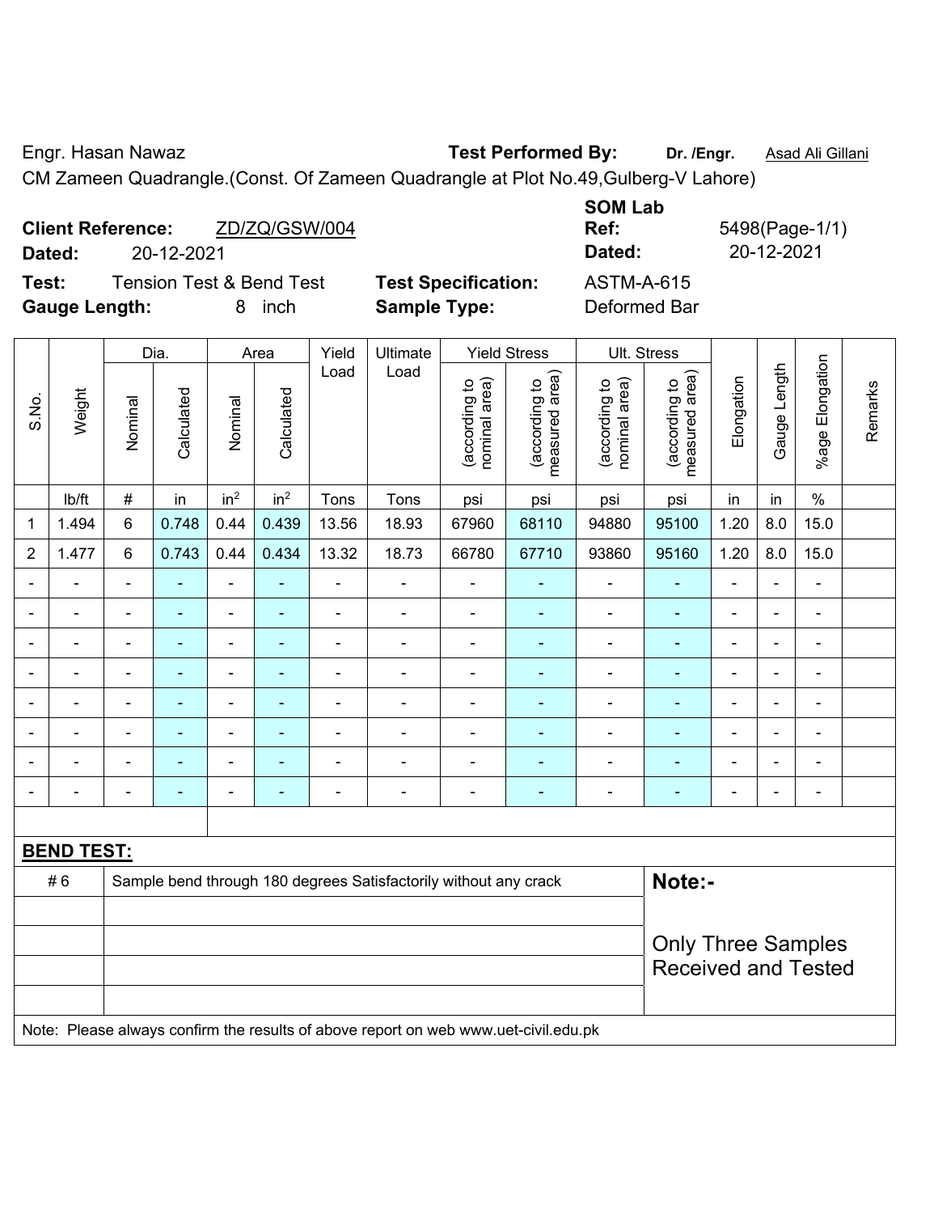Engr. Hasan Nawaz **Test Performed By:** **Dr. /Engr.** Asad Ali Gillani

CM Zameen Quadrangle.(Const. Of Zameen Quadrangle at Plot No.49,Gulberg-V Lahore)

**Client Reference:** ZD/ZQ/GSW/004 **SOM Lab Ref:** 5498(Page-1/1)

**Dated:** 20-12-2021 **Dated:** 20-12-2021

**Test:** Tension Test & Bend Test **Test Specification:** ASTM-A-615

**Gauge Length:** 8 inch **Sample Type:** Deformed Bar

| S.No. | Weight | Dia. | | Area | | Yield Load | Ultimate Load | Yield Stress | | Ult. Stress | | Elongation | Gauge Length | %age Elongation | Remarks |
|---|---|---|---|---|---|---|---|---|---|---|---|---|---|---|---|
| | | Nominal | Calculated | Nominal | Calculated | | | (according to nominal area) | (according to measured area) | (according to nominal area) | (according to measured area) | | | | |
| | lb/ft | # | in | in² | in² | Tons | Tons | psi | psi | psi | psi | in | in | % | |
| 1 | 1.494 | 6 | 0.748 | 0.44 | 0.439 | 13.56 | 18.93 | 67960 | 68110 | 94880 | 95100 | 1.20 | 8.0 | 15.0 | |
| 2 | 1.477 | 6 | 0.743 | 0.44 | 0.434 | 13.32 | 18.73 | 66780 | 67710 | 93860 | 95160 | 1.20 | 8.0 | 15.0 | |
| - | - | - | - | - | - | - | - | - | - | - | - | - | - | - | |
| - | - | - | - | - | - | - | - | - | - | - | - | - | - | - | |
| - | - | - | - | - | - | - | - | - | - | - | - | - | - | - | |
| - | - | - | - | - | - | - | - | - | - | - | - | - | - | - | |
| - | - | - | - | - | - | - | - | - | - | - | - | - | - | - | |
| - | - | - | - | - | - | - | - | - | - | - | - | - | - | - | |
| - | - | - | - | - | - | - | - | - | - | - | - | - | - | - | |
| - | - | - | - | - | - | - | - | - | - | - | - | - | - | - | |

**BEND TEST:**

| | | |
|---|---|---|
| # 6 | Sample bend through 180 degrees Satisfactorily without any crack | **Note:-** |
| | | Only Three Samples Received and Tested |

Note: Please always confirm the results of above report on web www.uet-civil.edu.pk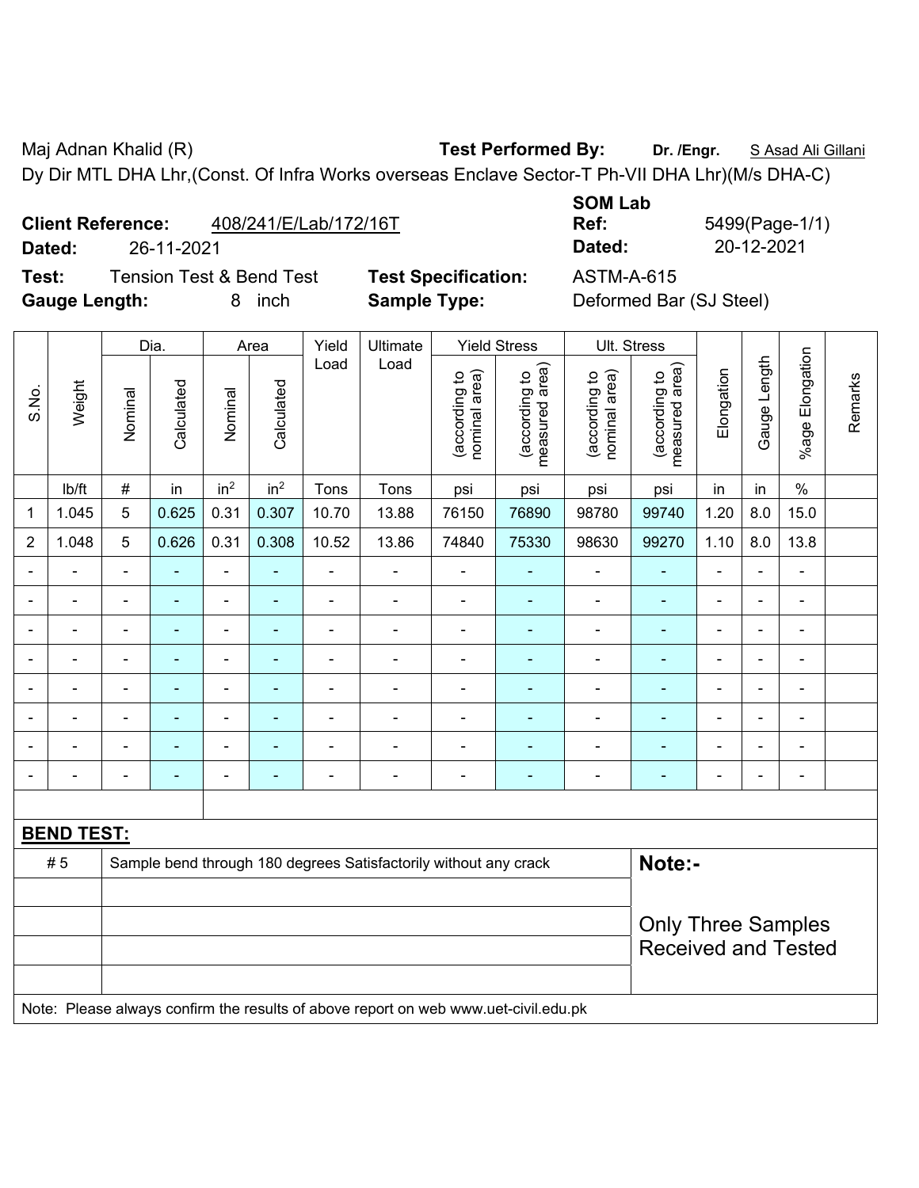Maj Adnan Khalid (R) **Test Performed By:** **Dr. /Engr.** S Asad Ali Gillani

Dy Dir MTL DHA Lhr,(Const. Of Infra Works overseas Enclave Sector-T Ph-VII DHA Lhr)(M/s DHA-C)

**Client Reference:** 408/241/E/Lab/172/16T **SOM Lab Ref:** 5499(Page-1/1)

**Dated:** 26-11-2021 **Dated:** 20-12-2021

**Test:** Tension Test & Bend Test **Test Specification:** ASTM-A-615

**Gauge Length:** 8 inch **Sample Type:** Deformed Bar (SJ Steel)

| S.No. | Weight | Dia. | | Area | | Yield Load | Ultimate Load | Yield Stress | | Ult. Stress | | Elongation | Gauge Length | %age Elongation | Remarks |
|---|---|---|---|---|---|---|---|---|---|---|---|---|---|---|---|
| | | Nominal | Calculated | Nominal | Calculated | | | (according to nominal area) | (according to measured area) | (according to nominal area) | (according to measured area) | | | | |
| | lb/ft | # | in | in$^2$ | in$^2$ | Tons | Tons | psi | psi | psi | psi | in | in | % | |
| 1 | 1.045 | 5 | 0.625 | 0.31 | 0.307 | 10.70 | 13.88 | 76150 | 76890 | 98780 | 99740 | 1.20 | 8.0 | 15.0 | |
| 2 | 1.048 | 5 | 0.626 | 0.31 | 0.308 | 10.52 | 13.86 | 74840 | 75330 | 98630 | 99270 | 1.10 | 8.0 | 13.8 | |
| - | - | - | - | - | - | - | - | - | - | - | - | - | - | - | |
| - | - | - | - | - | - | - | - | - | - | - | - | - | - | - | |
| - | - | - | - | - | - | - | - | - | - | - | - | - | - | - | |
| - | - | - | - | - | - | - | - | - | - | - | - | - | - | - | |
| - | - | - | - | - | - | - | - | - | - | - | - | - | - | - | |
| - | - | - | - | - | - | - | - | - | - | - | - | - | - | - | |
| - | - | - | - | - | - | - | - | - | - | - | - | - | - | - | |
| - | - | - | - | - | - | - | - | - | - | - | - | - | - | - | |

**BEND TEST:**

| | | |
|---|---|---|
| # 5 | Sample bend through 180 degrees Satisfactorily without any crack | **Note:-** |
| | | Only Three Samples Received and Tested |

Note: Please always confirm the results of above report on web www.uet-civil.edu.pk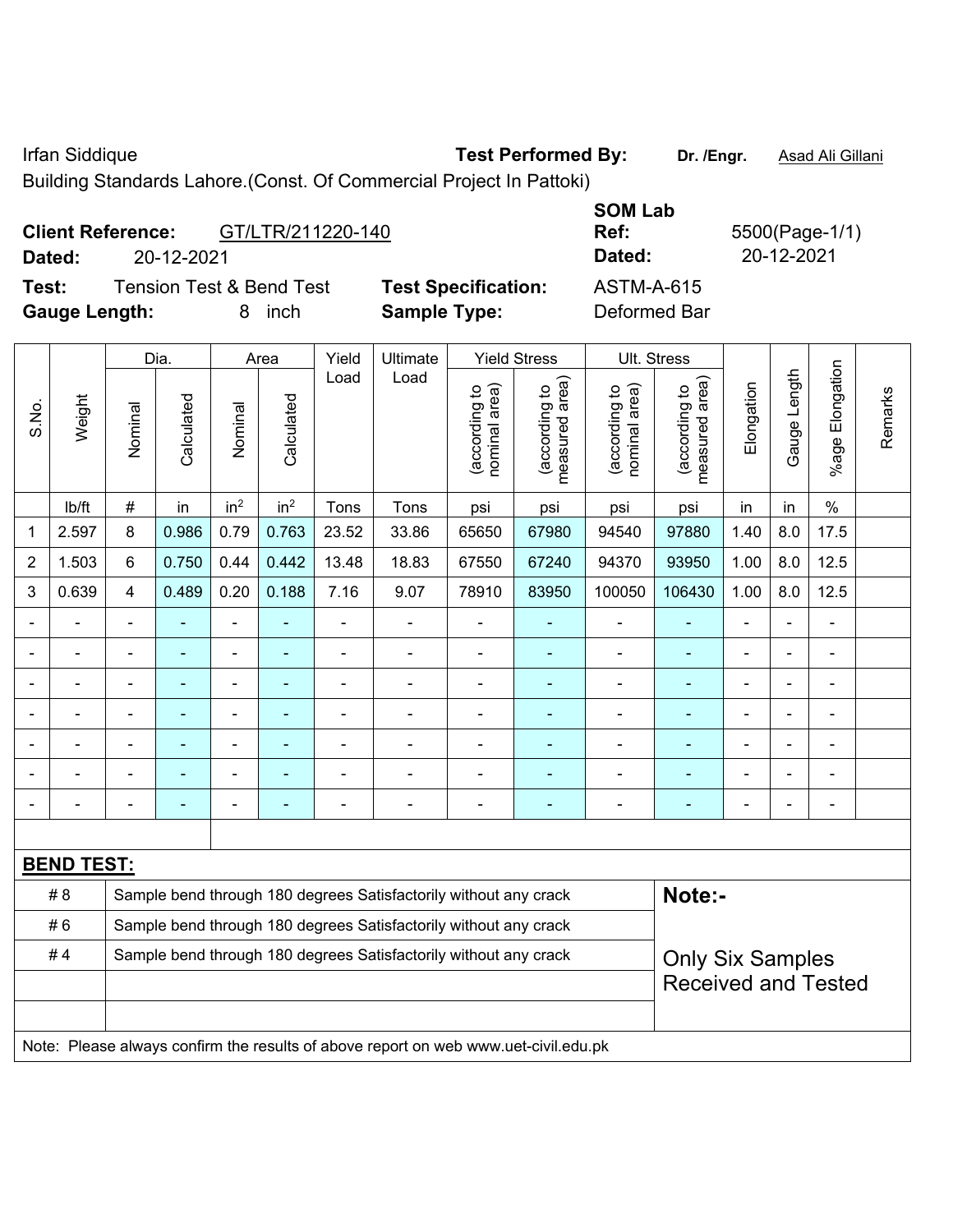Irfan Siddique **Test Performed By:** **Dr. /Engr.** Asad Ali Gillani

Building Standards Lahore.(Const. Of Commercial Project In Pattoki)

**Client Reference:** GT/LTR/211220-140

**Dated:** 20-12-2021

**SOM Lab Ref:** 5500(Page-1/1)

**Dated:** 20-12-2021

**Test:** Tension Test & Bend Test **Test Specification:** ASTM-A-615

**Gauge Length:** 8 inch **Sample Type:** Deformed Bar

| S.No. | Weight | Dia. | | Area | | Yield Load | Ultimate Load | Yield Stress | | Ult. Stress | | Elongation | Gauge Length | %age Elongation | Remarks |
|---|---|---|---|---|---|---|---|---|---|---|---|---|---|---|---|
| | | Nominal | Calculated | Nominal | Calculated | | | (according to nominal area) | (according to measured area) | (according to nominal area) | (according to measured area) | | | | |
| | lb/ft | # | in | in² | in² | Tons | Tons | psi | psi | psi | psi | in | in | % | |
| 1 | 2.597 | 8 | 0.986 | 0.79 | 0.763 | 23.52 | 33.86 | 65650 | 67980 | 94540 | 97880 | 1.40 | 8.0 | 17.5 | |
| 2 | 1.503 | 6 | 0.750 | 0.44 | 0.442 | 13.48 | 18.83 | 67550 | 67240 | 94370 | 93950 | 1.00 | 8.0 | 12.5 | |
| 3 | 0.639 | 4 | 0.489 | 0.20 | 0.188 | 7.16 | 9.07 | 78910 | 83950 | 100050 | 106430 | 1.00 | 8.0 | 12.5 | |
| - | - | - | - | - | - | - | - | - | - | - | - | - | - | - | |
| - | - | - | - | - | - | - | - | - | - | - | - | - | - | - | |
| - | - | - | - | - | - | - | - | - | - | - | - | - | - | - | |
| - | - | - | - | - | - | - | - | - | - | - | - | - | - | - | |
| - | - | - | - | - | - | - | - | - | - | - | - | - | - | - | |
| - | - | - | - | - | - | - | - | - | - | - | - | - | - | - | |
| - | - | - | - | - | - | - | - | - | - | - | - | - | - | - | |

**BEND TEST:**

| | | |
|---|---|---|
| # 8 | Sample bend through 180 degrees Satisfactorily without any crack | **Note:-** |
| # 6 | Sample bend through 180 degrees Satisfactorily without any crack | |
| # 4 | Sample bend through 180 degrees Satisfactorily without any crack | Only Six Samples Received and Tested |

Note: Please always confirm the results of above report on web www.uet-civil.edu.pk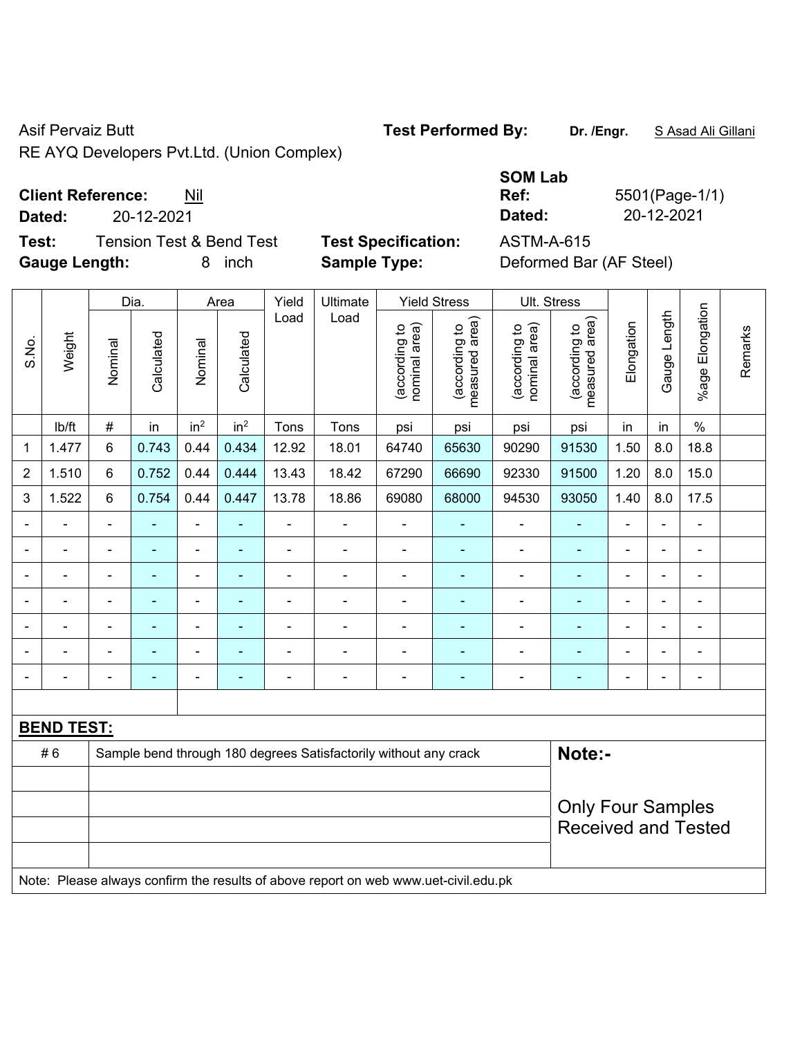Asif Pervaiz Butt

RE AYQ Developers Pvt.Ltd. (Union Complex)

**Test Performed By:** **Dr. /Engr.** S Asad Ali Gillani

**Client Reference:** Nil

**Dated:** 20-12-2021

**SOM Lab Ref:** 5501(Page-1/1)

**Dated:** 20-12-2021

**Test:** Tension Test & Bend Test

**Test Specification:** ASTM-A-615

**Gauge Length:** 8 inch

**Sample Type:** Deformed Bar (AF Steel)

| S.No. | Weight | Dia. | | Area | | Yield Load | Ultimate Load | Yield Stress | | Ult. Stress | | Elongation | Gauge Length | %age Elongation | Remarks |
|---|---|---|---|---|---|---|---|---|---|---|---|---|---|---|---|
| | | Nominal | Calculated | Nominal | Calculated | | | (according to nominal area) | (according to measured area) | (according to nominal area) | (according to measured area) | | | | |
| | lb/ft | # | in | $in^2$ | $in^2$ | Tons | Tons | psi | psi | psi | psi | in | in | % | |
| 1 | 1.477 | 6 | 0.743 | 0.44 | 0.434 | 12.92 | 18.01 | 64740 | 65630 | 90290 | 91530 | 1.50 | 8.0 | 18.8 | |
| 2 | 1.510 | 6 | 0.752 | 0.44 | 0.444 | 13.43 | 18.42 | 67290 | 66690 | 92330 | 91500 | 1.20 | 8.0 | 15.0 | |
| 3 | 1.522 | 6 | 0.754 | 0.44 | 0.447 | 13.78 | 18.86 | 69080 | 68000 | 94530 | 93050 | 1.40 | 8.0 | 17.5 | |
| - | - | - | - | - | - | - | - | - | - | - | - | - | - | - | |
| - | - | - | - | - | - | - | - | - | - | - | - | - | - | - | |
| - | - | - | - | - | - | - | - | - | - | - | - | - | - | - | |
| - | - | - | - | - | - | - | - | - | - | - | - | - | - | - | |
| - | - | - | - | - | - | - | - | - | - | - | - | - | - | - | |
| - | - | - | - | - | - | - | - | - | - | - | - | - | - | - | |
| - | - | - | - | - | - | - | - | - | - | - | - | - | - | - | |

**BEND TEST:**

| | | |
|---|---|---|
| # 6 | Sample bend through 180 degrees Satisfactorily without any crack | **Note:-** |
| | | Only Four Samples Received and Tested |

Note: Please always confirm the results of above report on web www.uet-civil.edu.pk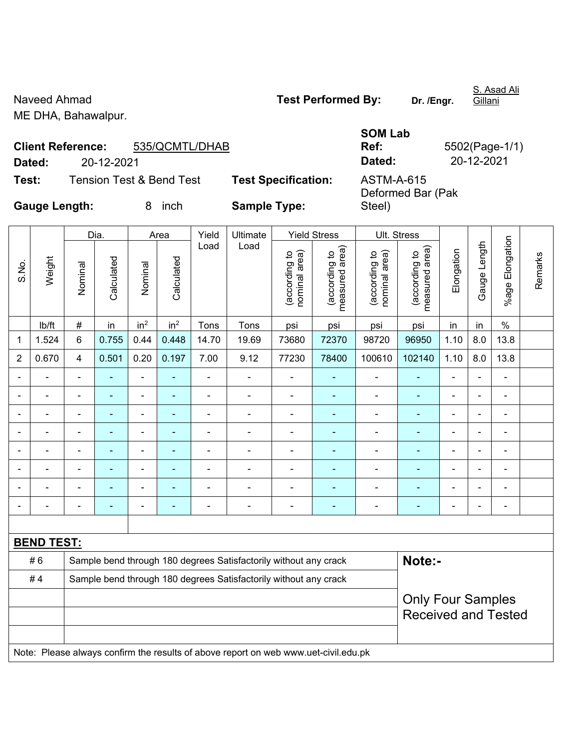Naveed Ahmad
ME DHA, Bahawalpur.

**Test Performed By:** **Dr. /Engr.** S. Asad Ali Gillani

**Client Reference:** 535/QCMTL/DHAB

**Dated:** 20-12-2021

**SOM Lab Ref:** 5502(Page-1/1)

**Dated:** 20-12-2021

**Test:** Tension Test & Bend Test

**Test Specification:** ASTM-A-615

**Gauge Length:** 8 inch

**Sample Type:** Deformed Bar (Pak Steel)

| S.No. | Weight | Dia. | | Area | | Yield Load | Ultimate Load | Yield Stress | | Ult. Stress | | Elongation | Gauge Length | %age Elongation | Remarks |
|---|---|---|---|---|---|---|---|---|---|---|---|---|---|---|---|
| | | Nominal | Calculated | Nominal | Calculated | | | (according to nominal area) | (according to measured area) | (according to nominal area) | (according to measured area) | | | | |
| | lb/ft | # | in | in² | in² | Tons | Tons | psi | psi | psi | psi | in | in | % | |
| 1 | 1.524 | 6 | 0.755 | 0.44 | 0.448 | 14.70 | 19.69 | 73680 | 72370 | 98720 | 96950 | 1.10 | 8.0 | 13.8 | |
| 2 | 0.670 | 4 | 0.501 | 0.20 | 0.197 | 7.00 | 9.12 | 77230 | 78400 | 100610 | 102140 | 1.10 | 8.0 | 13.8 | |
| - | - | - | - | - | - | - | - | - | - | - | - | - | - | - | |
| - | - | - | - | - | - | - | - | - | - | - | - | - | - | - | |
| - | - | - | - | - | - | - | - | - | - | - | - | - | - | - | |
| - | - | - | - | - | - | - | - | - | - | - | - | - | - | - | |
| - | - | - | - | - | - | - | - | - | - | - | - | - | - | - | |
| - | - | - | - | - | - | - | - | - | - | - | - | - | - | - | |
| - | - | - | - | - | - | - | - | - | - | - | - | - | - | - | |
| - | - | - | - | - | - | - | - | - | - | - | - | - | - | - | |

**BEND TEST:**

| | |
|---|---|
| # 6 | Sample bend through 180 degrees Satisfactorily without any crack |
| # 4 | Sample bend through 180 degrees Satisfactorily without any crack |

**Note:-**

Only Four Samples Received and Tested

Note: Please always confirm the results of above report on web www.uet-civil.edu.pk